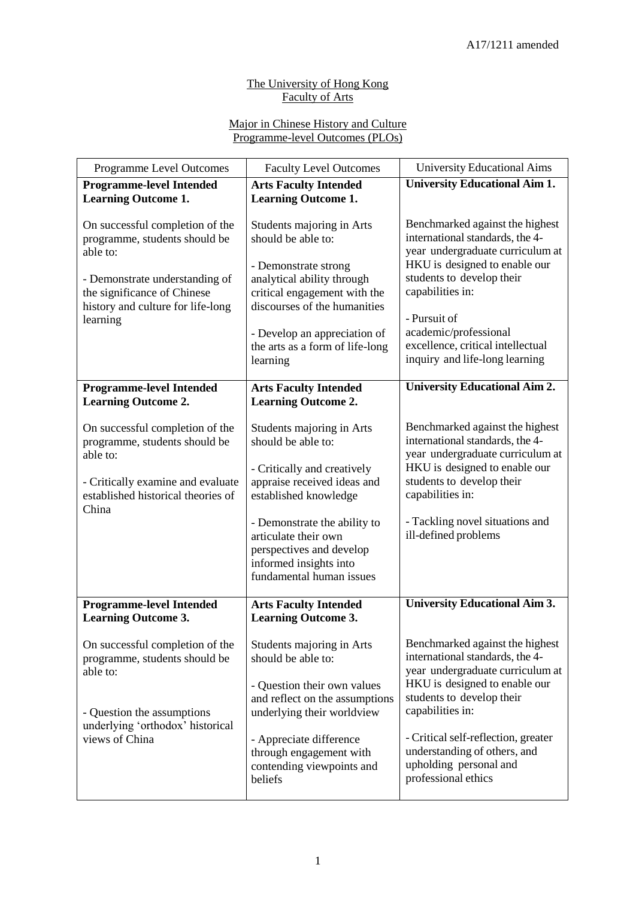A17/1211 amended

The University of Hong Kong
Faculty of Arts

Major in Chinese History and Culture
Programme-level Outcomes (PLOs)

| Programme Level Outcomes | Faculty Level Outcomes | University Educational Aims |
|---|---|---|
| **Programme-level Intended Learning Outcome 1.**<br><br>On successful completion of the programme, students should be able to:<br><br>- Demonstrate understanding of the significance of Chinese history and culture for life-long learning | **Arts Faculty Intended Learning Outcome 1.**<br><br>Students majoring in Arts should be able to:<br><br>- Demonstrate strong analytical ability through critical engagement with the discourses of the humanities<br><br>- Develop an appreciation of the arts as a form of life-long learning | **University Educational Aim 1.**<br><br>Benchmarked against the highest international standards, the 4-year undergraduate curriculum at HKU is designed to enable our students to develop their capabilities in:<br><br>- Pursuit of academic/professional excellence, critical intellectual inquiry and life-long learning |
| **Programme-level Intended Learning Outcome 2.**<br><br>On successful completion of the programme, students should be able to:<br><br>- Critically examine and evaluate established historical theories of China | **Arts Faculty Intended Learning Outcome 2.**<br><br>Students majoring in Arts should be able to:<br><br>- Critically and creatively appraise received ideas and established knowledge<br><br>- Demonstrate the ability to articulate their own perspectives and develop informed insights into fundamental human issues | **University Educational Aim 2.**<br><br>Benchmarked against the highest international standards, the 4-year undergraduate curriculum at HKU is designed to enable our students to develop their capabilities in:<br><br>- Tackling novel situations and ill-defined problems |
| **Programme-level Intended Learning Outcome 3.**<br><br>On successful completion of the programme, students should be able to:<br><br>- Question the assumptions underlying 'orthodox' historical views of China | **Arts Faculty Intended Learning Outcome 3.**<br><br>Students majoring in Arts should be able to:<br><br>- Question their own values and reflect on the assumptions underlying their worldview<br><br>- Appreciate difference through engagement with contending viewpoints and beliefs | **University Educational Aim 3.**<br><br>Benchmarked against the highest international standards, the 4-year undergraduate curriculum at HKU is designed to enable our students to develop their capabilities in:<br><br>- Critical self-reflection, greater understanding of others, and upholding personal and professional ethics |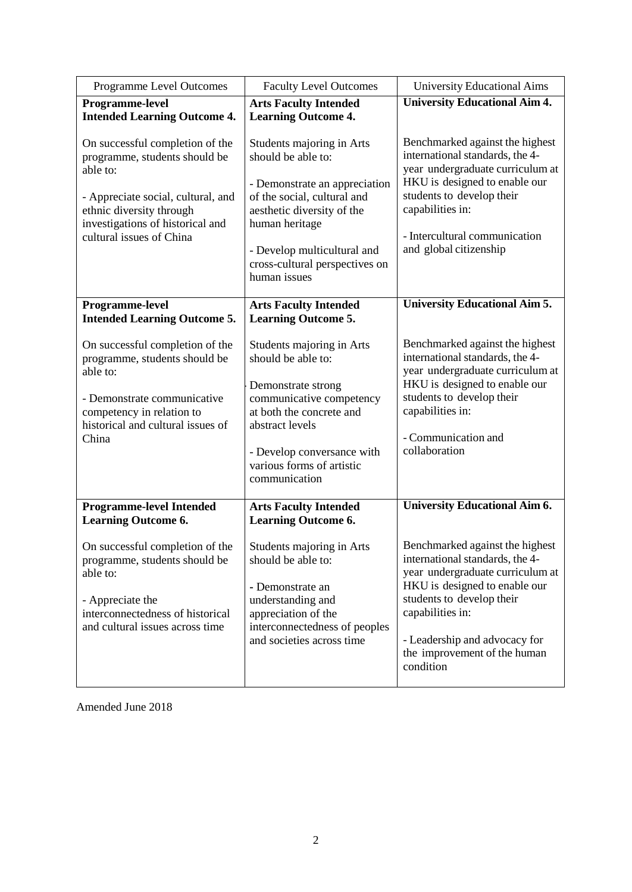| Programme Level Outcomes | Faculty Level Outcomes | University Educational Aims |
|---|---|---|
| **Programme-level Intended Learning Outcome 4.**<br><br>On successful completion of the programme, students should be able to:<br><br>- Appreciate social, cultural, and ethnic diversity through investigations of historical and cultural issues of China | **Arts Faculty Intended Learning Outcome 4.**<br><br>Students majoring in Arts should be able to:<br><br>- Demonstrate an appreciation of the social, cultural and aesthetic diversity of the human heritage<br><br>- Develop multicultural and cross-cultural perspectives on human issues | **University Educational Aim 4.**<br><br>Benchmarked against the highest international standards, the 4-year undergraduate curriculum at HKU is designed to enable our students to develop their capabilities in:<br><br>- Intercultural communication and global citizenship |
| **Programme-level Intended Learning Outcome 5.**<br><br>On successful completion of the programme, students should be able to:<br><br>- Demonstrate communicative competency in relation to historical and cultural issues of China | **Arts Faculty Intended Learning Outcome 5.**<br><br>Students majoring in Arts should be able to:<br><br>- Demonstrate strong communicative competency at both the concrete and abstract levels<br><br>- Develop conversance with various forms of artistic communication | **University Educational Aim 5.**<br><br>Benchmarked against the highest international standards, the 4-year undergraduate curriculum at HKU is designed to enable our students to develop their capabilities in:<br><br>- Communication and collaboration |
| **Programme-level Intended Learning Outcome 6.**<br><br>On successful completion of the programme, students should be able to:<br><br>- Appreciate the interconnectedness of historical and cultural issues across time | **Arts Faculty Intended Learning Outcome 6.**<br><br>Students majoring in Arts should be able to:<br><br>- Demonstrate an understanding and appreciation of the interconnectedness of peoples and societies across time | **University Educational Aim 6.**<br><br>Benchmarked against the highest international standards, the 4-year undergraduate curriculum at HKU is designed to enable our students to develop their capabilities in:<br><br>- Leadership and advocacy for the improvement of the human condition |

Amended June 2018